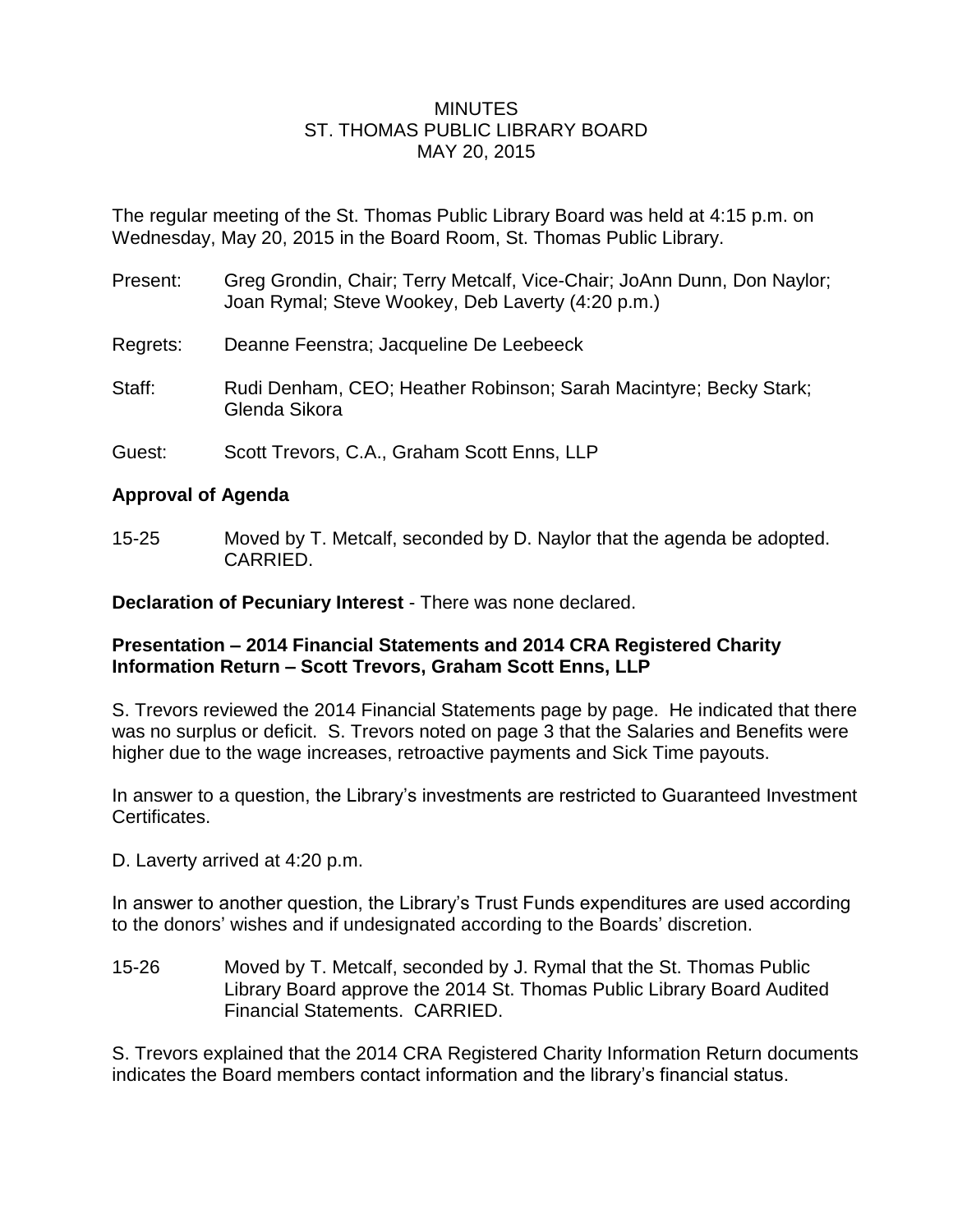MINUTES
ST. THOMAS PUBLIC LIBRARY BOARD
MAY 20, 2015

The regular meeting of the St. Thomas Public Library Board was held at 4:15 p.m. on Wednesday, May 20, 2015 in the Board Room, St. Thomas Public Library.

Present: Greg Grondin, Chair; Terry Metcalf, Vice-Chair; JoAnn Dunn, Don Naylor; Joan Rymal; Steve Wookey, Deb Laverty (4:20 p.m.)

Regrets: Deanne Feenstra; Jacqueline De Leebeeck

Staff: Rudi Denham, CEO; Heather Robinson; Sarah Macintyre; Becky Stark; Glenda Sikora

Guest: Scott Trevors, C.A., Graham Scott Enns, LLP

**Approval of Agenda**

15-25 Moved by T. Metcalf, seconded by D. Naylor that the agenda be adopted. CARRIED.

**Declaration of Pecuniary Interest** - There was none declared.

**Presentation – 2014 Financial Statements and 2014 CRA Registered Charity Information Return – Scott Trevors, Graham Scott Enns, LLP**

S. Trevors reviewed the 2014 Financial Statements page by page. He indicated that there was no surplus or deficit. S. Trevors noted on page 3 that the Salaries and Benefits were higher due to the wage increases, retroactive payments and Sick Time payouts.

In answer to a question, the Library's investments are restricted to Guaranteed Investment Certificates.

D. Laverty arrived at 4:20 p.m.

In answer to another question, the Library's Trust Funds expenditures are used according to the donors' wishes and if undesignated according to the Boards' discretion.

15-26 Moved by T. Metcalf, seconded by J. Rymal that the St. Thomas Public Library Board approve the 2014 St. Thomas Public Library Board Audited Financial Statements. CARRIED.

S. Trevors explained that the 2014 CRA Registered Charity Information Return documents indicates the Board members contact information and the library's financial status.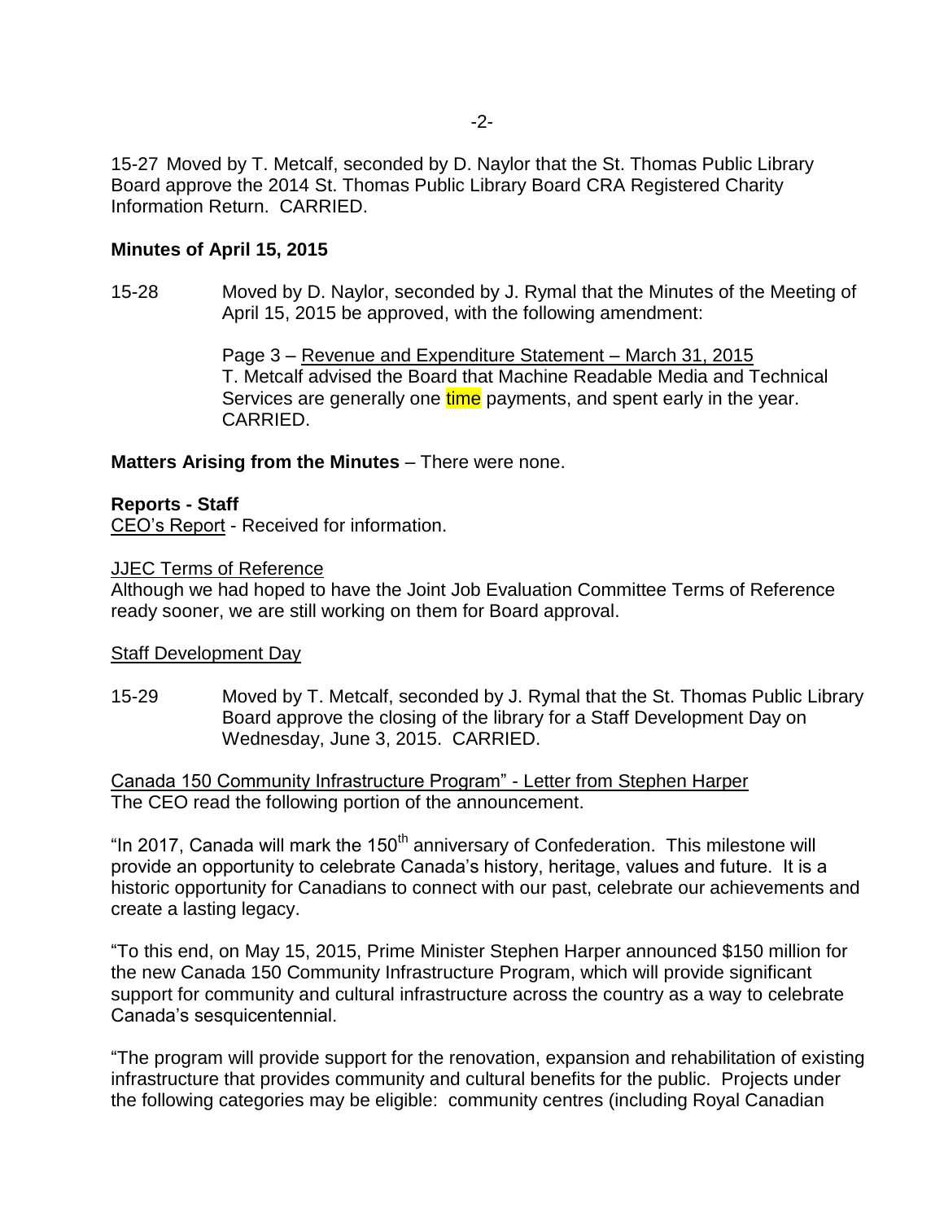15-27 Moved by T. Metcalf, seconded by D. Naylor that the St. Thomas Public Library Board approve the 2014 St. Thomas Public Library Board CRA Registered Charity Information Return. CARRIED.

**Minutes of April 15, 2015**

15-28 Moved by D. Naylor, seconded by J. Rymal that the Minutes of the Meeting of April 15, 2015 be approved, with the following amendment:

Page 3 – Revenue and Expenditure Statement – March 31, 2015
T. Metcalf advised the Board that Machine Readable Media and Technical Services are generally one time payments, and spent early in the year. CARRIED.

**Matters Arising from the Minutes** – There were none.

**Reports - Staff**

CEO's Report - Received for information.

JJEC Terms of Reference

Although we had hoped to have the Joint Job Evaluation Committee Terms of Reference ready sooner, we are still working on them for Board approval.

Staff Development Day

15-29 Moved by T. Metcalf, seconded by J. Rymal that the St. Thomas Public Library Board approve the closing of the library for a Staff Development Day on Wednesday, June 3, 2015. CARRIED.

Canada 150 Community Infrastructure Program" - Letter from Stephen Harper

The CEO read the following portion of the announcement.

"In 2017, Canada will mark the 150th anniversary of Confederation. This milestone will provide an opportunity to celebrate Canada's history, heritage, values and future. It is a historic opportunity for Canadians to connect with our past, celebrate our achievements and create a lasting legacy.

"To this end, on May 15, 2015, Prime Minister Stephen Harper announced $150 million for the new Canada 150 Community Infrastructure Program, which will provide significant support for community and cultural infrastructure across the country as a way to celebrate Canada's sesquicentennial.

"The program will provide support for the renovation, expansion and rehabilitation of existing infrastructure that provides community and cultural benefits for the public. Projects under the following categories may be eligible: community centres (including Royal Canadian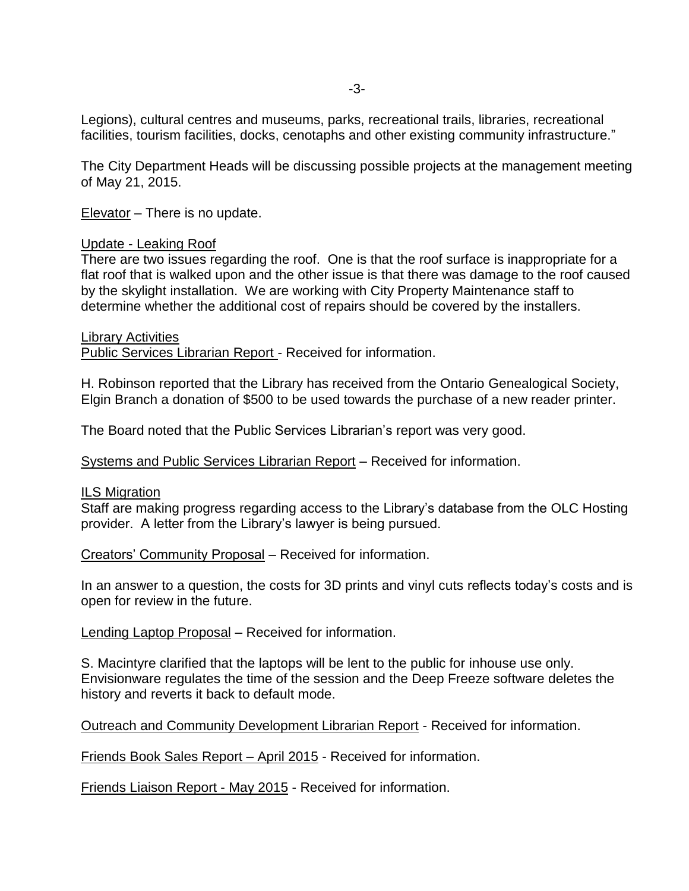Legions), cultural centres and museums, parks, recreational trails, libraries, recreational facilities, tourism facilities, docks, cenotaphs and other existing community infrastructure."

The City Department Heads will be discussing possible projects at the management meeting of May 21, 2015.

<u>Elevator</u> – There is no update.

<u>Update - Leaking Roof</u>
There are two issues regarding the roof. One is that the roof surface is inappropriate for a flat roof that is walked upon and the other issue is that there was damage to the roof caused by the skylight installation. We are working with City Property Maintenance staff to determine whether the additional cost of repairs should be covered by the installers.

<u>Library Activities</u>
<u>Public Services Librarian Report</u> - Received for information.

H. Robinson reported that the Library has received from the Ontario Genealogical Society, Elgin Branch a donation of $500 to be used towards the purchase of a new reader printer.

The Board noted that the Public Services Librarian's report was very good.

<u>Systems and Public Services Librarian Report</u> – Received for information.

<u>ILS Migration</u>
Staff are making progress regarding access to the Library's database from the OLC Hosting provider. A letter from the Library's lawyer is being pursued.

<u>Creators' Community Proposal</u> – Received for information.

In an answer to a question, the costs for 3D prints and vinyl cuts reflects today's costs and is open for review in the future.

<u>Lending Laptop Proposal</u> – Received for information.

S. Macintyre clarified that the laptops will be lent to the public for inhouse use only. Envisionware regulates the time of the session and the Deep Freeze software deletes the history and reverts it back to default mode.

<u>Outreach and Community Development Librarian Report</u> - Received for information.

<u>Friends Book Sales Report – April 2015</u> - Received for information.

<u>Friends Liaison Report - May 2015</u> - Received for information.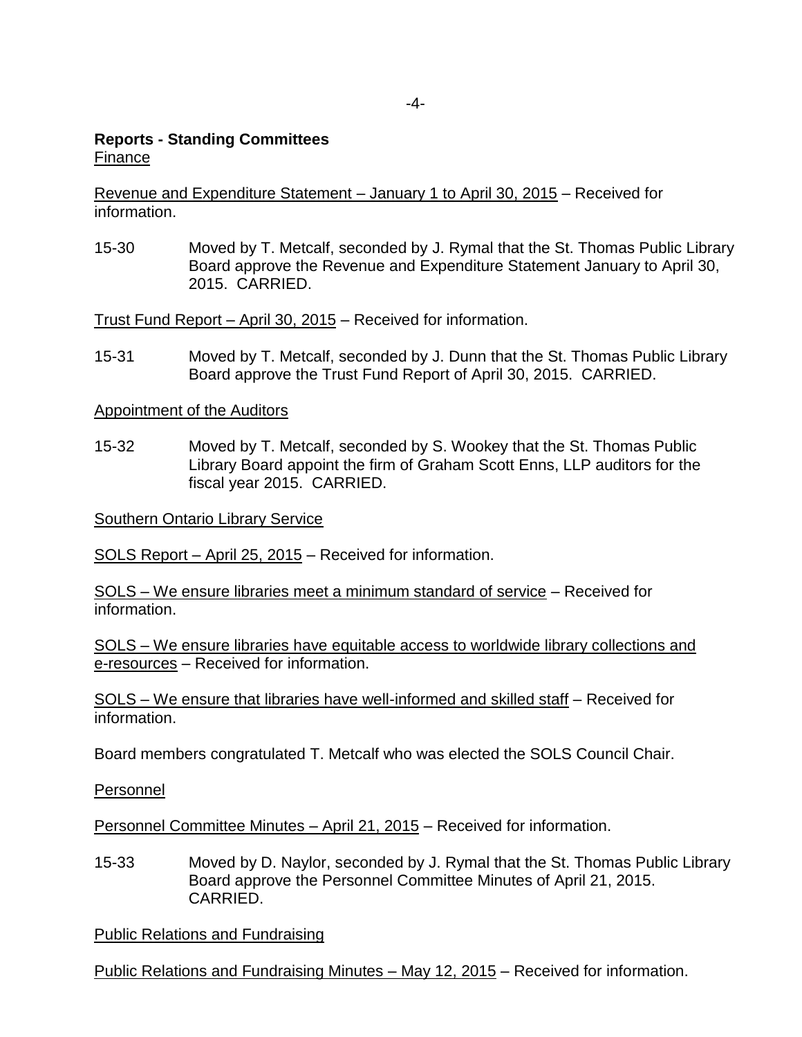**Reports - Standing Committees**
Finance

Revenue and Expenditure Statement – January 1 to April 30, 2015 – Received for information.

15-30 Moved by T. Metcalf, seconded by J. Rymal that the St. Thomas Public Library Board approve the Revenue and Expenditure Statement January to April 30, 2015. CARRIED.

Trust Fund Report – April 30, 2015 – Received for information.

15-31 Moved by T. Metcalf, seconded by J. Dunn that the St. Thomas Public Library Board approve the Trust Fund Report of April 30, 2015. CARRIED.

Appointment of the Auditors

15-32 Moved by T. Metcalf, seconded by S. Wookey that the St. Thomas Public Library Board appoint the firm of Graham Scott Enns, LLP auditors for the fiscal year 2015. CARRIED.

Southern Ontario Library Service

SOLS Report – April 25, 2015 – Received for information.

SOLS – We ensure libraries meet a minimum standard of service – Received for information.

SOLS – We ensure libraries have equitable access to worldwide library collections and e-resources – Received for information.

SOLS – We ensure that libraries have well-informed and skilled staff – Received for information.

Board members congratulated T. Metcalf who was elected the SOLS Council Chair.

Personnel

Personnel Committee Minutes – April 21, 2015 – Received for information.

15-33 Moved by D. Naylor, seconded by J. Rymal that the St. Thomas Public Library Board approve the Personnel Committee Minutes of April 21, 2015. CARRIED.

Public Relations and Fundraising

Public Relations and Fundraising Minutes – May 12, 2015 – Received for information.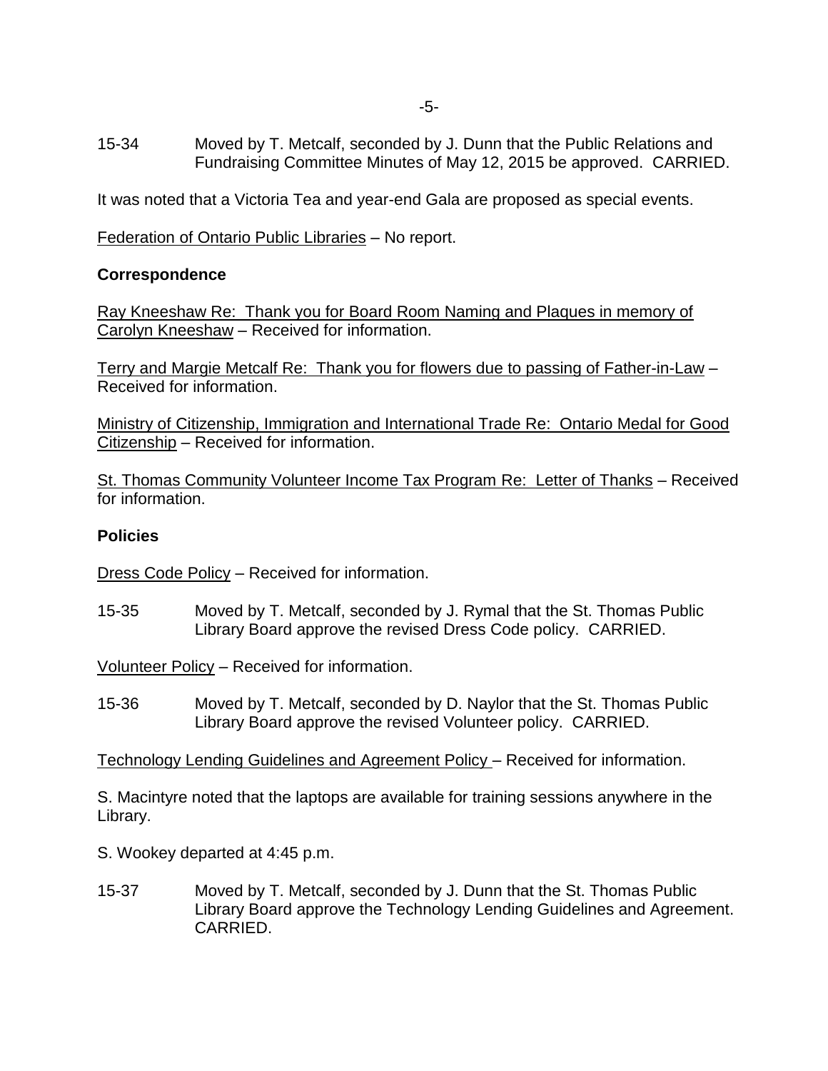15-34 Moved by T. Metcalf, seconded by J. Dunn that the Public Relations and Fundraising Committee Minutes of May 12, 2015 be approved. CARRIED.

It was noted that a Victoria Tea and year-end Gala are proposed as special events.

Federation of Ontario Public Libraries – No report.

**Correspondence**

Ray Kneeshaw Re: Thank you for Board Room Naming and Plaques in memory of Carolyn Kneeshaw – Received for information.

Terry and Margie Metcalf Re: Thank you for flowers due to passing of Father-in-Law – Received for information.

Ministry of Citizenship, Immigration and International Trade Re: Ontario Medal for Good Citizenship – Received for information.

St. Thomas Community Volunteer Income Tax Program Re: Letter of Thanks – Received for information.

**Policies**

Dress Code Policy – Received for information.

15-35 Moved by T. Metcalf, seconded by J. Rymal that the St. Thomas Public Library Board approve the revised Dress Code policy. CARRIED.

Volunteer Policy – Received for information.

15-36 Moved by T. Metcalf, seconded by D. Naylor that the St. Thomas Public Library Board approve the revised Volunteer policy. CARRIED.

Technology Lending Guidelines and Agreement Policy – Received for information.

S. Macintyre noted that the laptops are available for training sessions anywhere in the Library.

S. Wookey departed at 4:45 p.m.

15-37 Moved by T. Metcalf, seconded by J. Dunn that the St. Thomas Public Library Board approve the Technology Lending Guidelines and Agreement. CARRIED.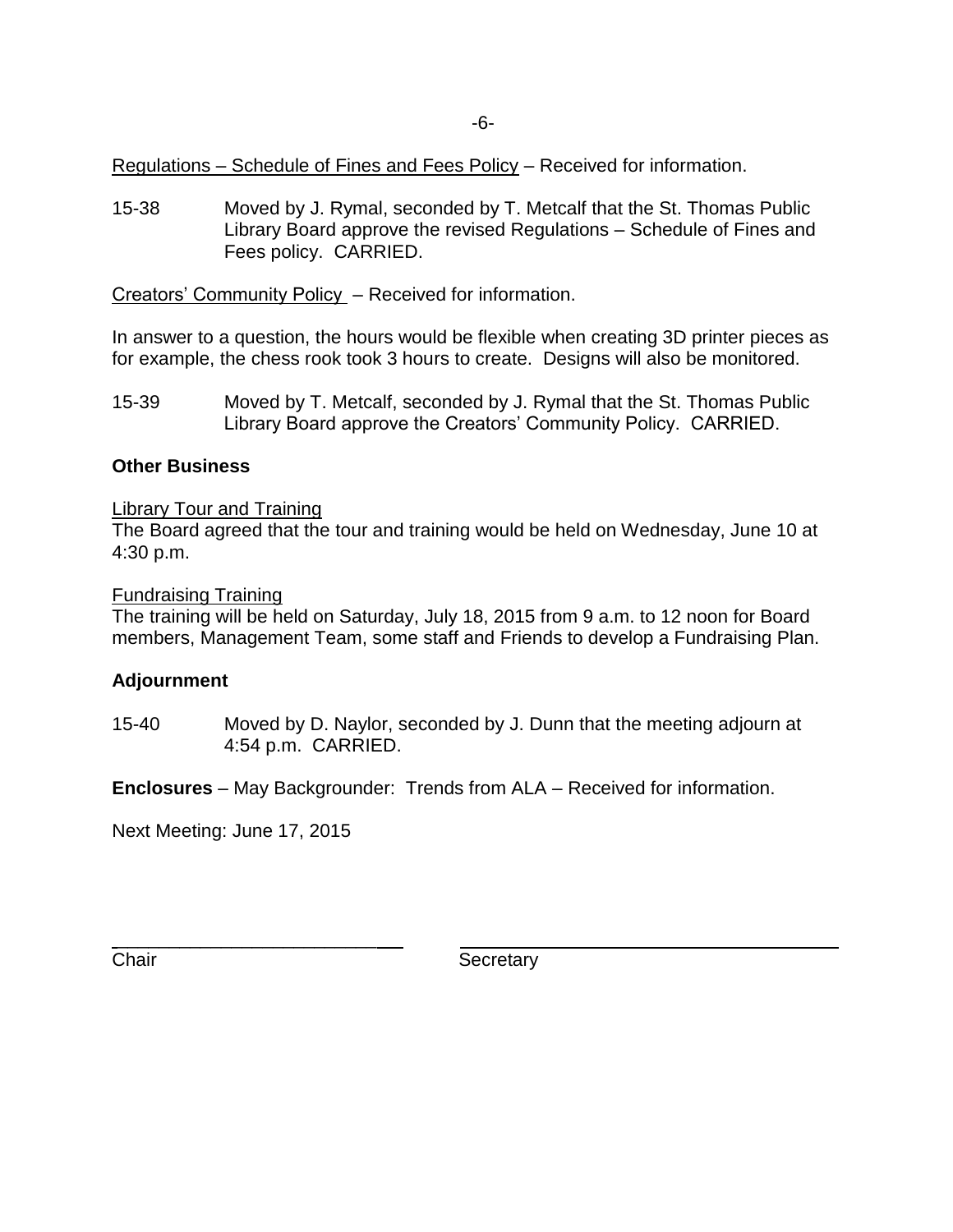Regulations – Schedule of Fines and Fees Policy – Received for information.

15-38 Moved by J. Rymal, seconded by T. Metcalf that the St. Thomas Public Library Board approve the revised Regulations – Schedule of Fines and Fees policy. CARRIED.

Creators' Community Policy – Received for information.

In answer to a question, the hours would be flexible when creating 3D printer pieces as for example, the chess rook took 3 hours to create. Designs will also be monitored.

15-39 Moved by T. Metcalf, seconded by J. Rymal that the St. Thomas Public Library Board approve the Creators' Community Policy. CARRIED.

**Other Business**

Library Tour and Training
The Board agreed that the tour and training would be held on Wednesday, June 10 at 4:30 p.m.

Fundraising Training
The training will be held on Saturday, July 18, 2015 from 9 a.m. to 12 noon for Board members, Management Team, some staff and Friends to develop a Fundraising Plan.

**Adjournment**

15-40 Moved by D. Naylor, seconded by J. Dunn that the meeting adjourn at 4:54 p.m. CARRIED.

**Enclosures** – May Backgrounder: Trends from ALA – Received for information.

Next Meeting: June 17, 2015

\_\_\_\_\_\_\_\_\_\_\_\_\_\_\_\_\_\_\_\_\_\_\_\_\_\_\_\_\_ \_\_\_\_\_\_\_\_\_\_\_\_\_\_\_\_\_\_\_\_\_\_\_\_\_\_\_\_\_

Chair Secretary